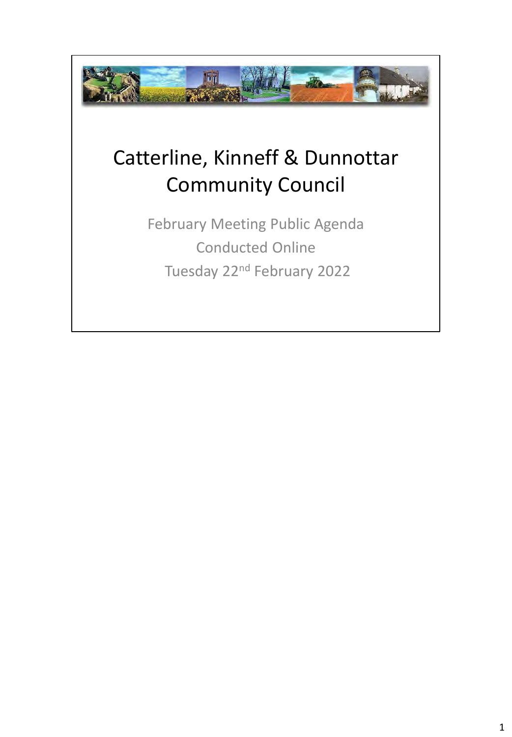# Catterline, Kinneff & Dunnottar Community Council

February Meeting Public Agenda

Conducted Online

Tuesday 22nd February 2022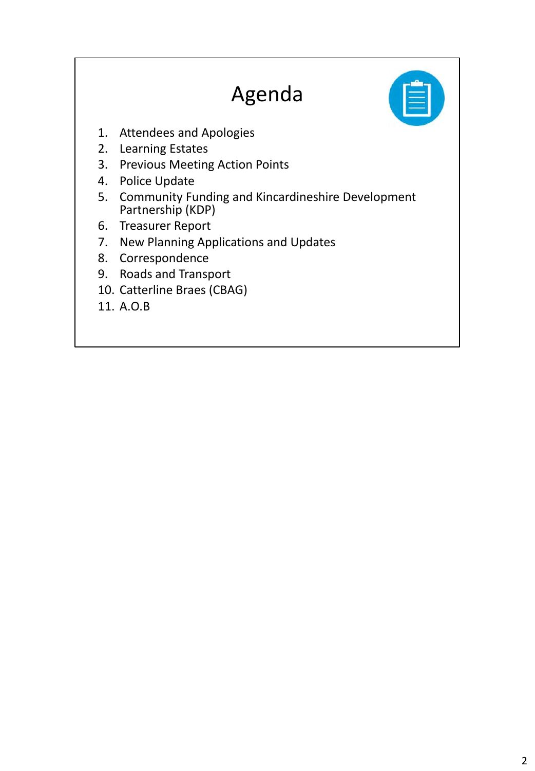# Agenda

1. Attendees and Apologies
2. Learning Estates
3. Previous Meeting Action Points
4. Police Update
5. Community Funding and Kincardineshire Development Partnership (KDP)
6. Treasurer Report
7. New Planning Applications and Updates
8. Correspondence
9. Roads and Transport
10. Catterline Braes (CBAG)
11. A.O.B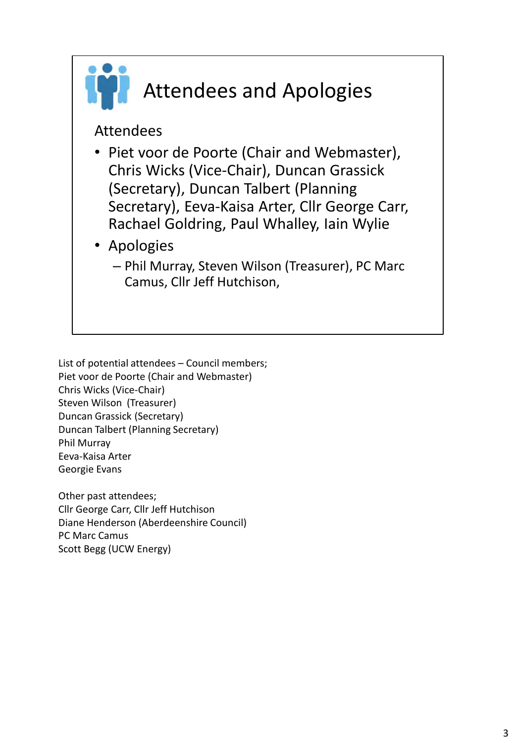# Attendees and Apologies

Attendees

- Piet voor de Poorte (Chair and Webmaster), Chris Wicks (Vice-Chair), Duncan Grassick (Secretary), Duncan Talbert (Planning Secretary), Eeva-Kaisa Arter, Cllr George Carr, Rachael Goldring, Paul Whalley, Iain Wylie
- Apologies
  - Phil Murray, Steven Wilson (Treasurer), PC Marc Camus, Cllr Jeff Hutchison,

List of potential attendees – Council members;
Piet voor de Poorte (Chair and Webmaster)
Chris Wicks (Vice-Chair)
Steven Wilson (Treasurer)
Duncan Grassick (Secretary)
Duncan Talbert (Planning Secretary)
Phil Murray
Eeva-Kaisa Arter
Georgie Evans

Other past attendees;
Cllr George Carr, Cllr Jeff Hutchison
Diane Henderson (Aberdeenshire Council)
PC Marc Camus
Scott Begg (UCW Energy)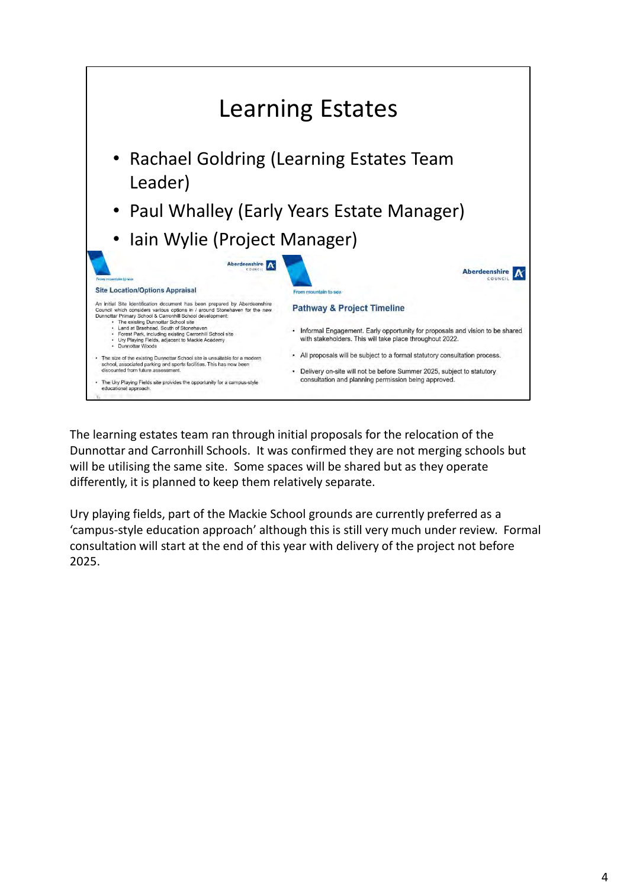# Learning Estates

- Rachael Goldring (Learning Estates Team Leader)
- Paul Whalley (Early Years Estate Manager)
- Iain Wylie (Project Manager)

**Site Location/Options Appraisal**

An initial Site Identification document has been prepared by Aberdeenshire Council which considers various options in / around Stonehaven for the new Dunnottar Primary School & Carronhill School development:

- The existing Dunnottar School site
- Land at Braehead, South of Stonehaven
- Forest Park, including existing Carronhill School site
- Ury Playing Fields, adjacent to Mackie Academy
- Dunnottar Woods

- The size of the existing Dunnottar School site is unsuitable for a modern school, associated parking and sports facilities. This has now been discounted from future assessment.
- The Ury Playing Fields site provides the opportunity for a campus-style educational approach.

**Pathway & Project Timeline**

- Informal Engagement. Early opportunity for proposals and vision to be shared with stakeholders. This will take place throughout 2022.
- All proposals will be subject to a formal statutory consultation process.
- Delivery on-site will not be before Summer 2025, subject to statutory consultation and planning permission being approved.

The learning estates team ran through initial proposals for the relocation of the Dunnottar and Carronhill Schools. It was confirmed they are not merging schools but will be utilising the same site. Some spaces will be shared but as they operate differently, it is planned to keep them relatively separate.

Ury playing fields, part of the Mackie School grounds are currently preferred as a 'campus-style education approach' although this is still very much under review. Formal consultation will start at the end of this year with delivery of the project not before 2025.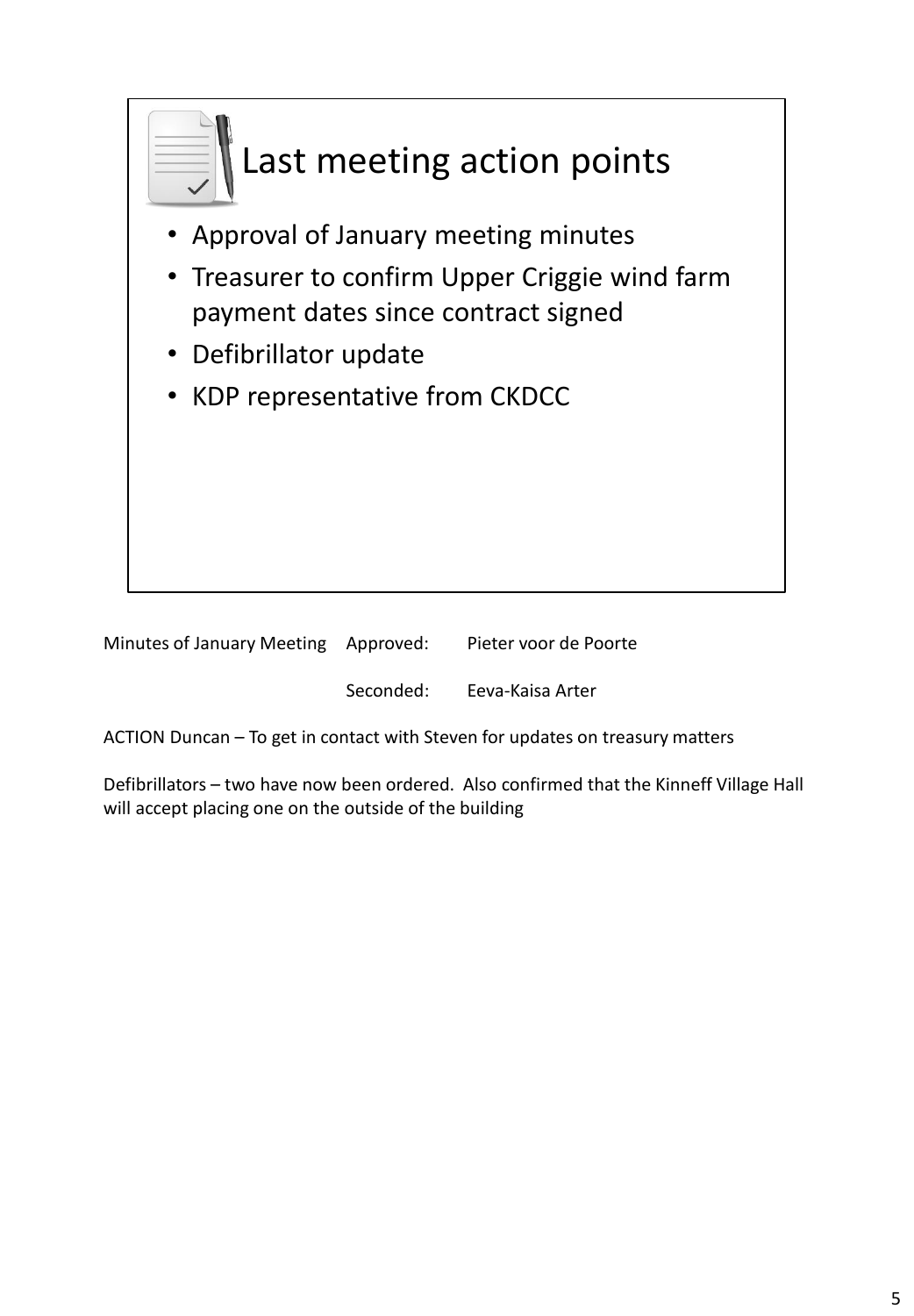## Last meeting action points

- Approval of January meeting minutes
- Treasurer to confirm Upper Criggie wind farm payment dates since contract signed
- Defibrillator update
- KDP representative from CKDCC

| Minutes of January Meeting | Approved: | Pieter voor de Poorte |
|---|---|---|
| | Seconded: | Eeva-Kaisa Arter |

ACTION Duncan – To get in contact with Steven for updates on treasury matters

Defibrillators – two have now been ordered. Also confirmed that the Kinneff Village Hall will accept placing one on the outside of the building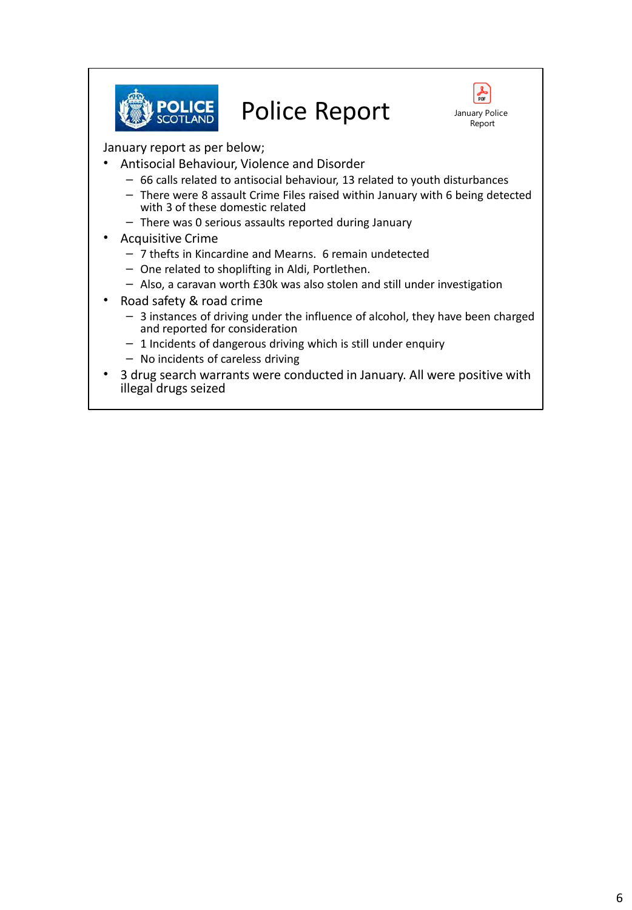# Police Report

January Police Report

January report as per below;

- Antisocial Behaviour, Violence and Disorder
  - 66 calls related to antisocial behaviour, 13 related to youth disturbances
  - There were 8 assault Crime Files raised within January with 6 being detected with 3 of these domestic related
  - There was 0 serious assaults reported during January
- Acquisitive Crime
  - 7 thefts in Kincardine and Mearns. 6 remain undetected
  - One related to shoplifting in Aldi, Portlethen.
  - Also, a caravan worth £30k was also stolen and still under investigation
- Road safety & road crime
  - 3 instances of driving under the influence of alcohol, they have been charged and reported for consideration
  - 1 Incidents of dangerous driving which is still under enquiry
  - No incidents of careless driving
- 3 drug search warrants were conducted in January. All were positive with illegal drugs seized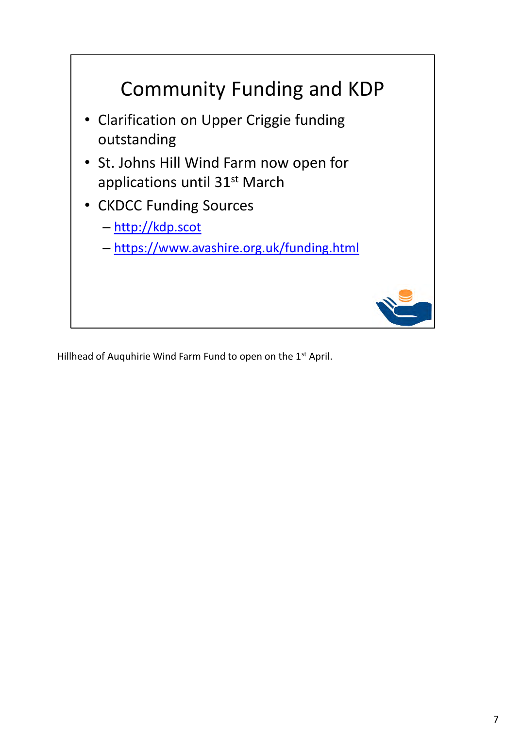# Community Funding and KDP

- Clarification on Upper Criggie funding outstanding
- St. Johns Hill Wind Farm now open for applications until 31st March
- CKDCC Funding Sources
  - http://kdp.scot
  - https://www.avashire.org.uk/funding.html

Hillhead of Auquhirie Wind Farm Fund to open on the 1st April.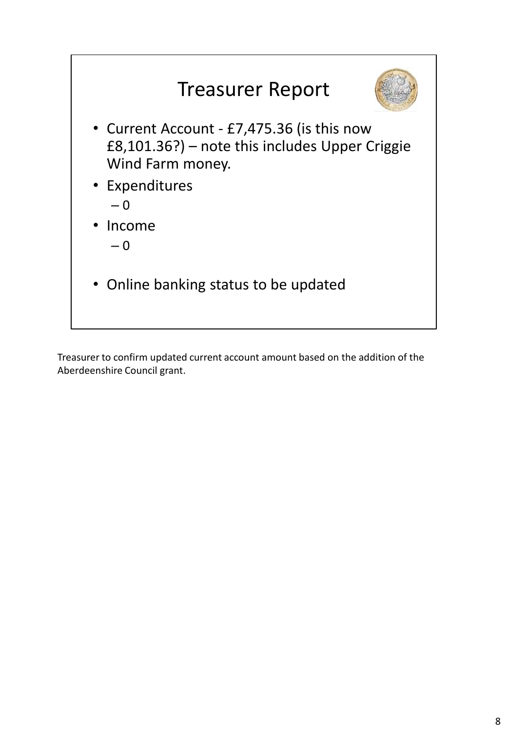# Treasurer Report

- Current Account - £7,475.36 (is this now £8,101.36?) – note this includes Upper Criggie Wind Farm money.
- Expenditures
  - 0
- Income
  - 0
- Online banking status to be updated

Treasurer to confirm updated current account amount based on the addition of the Aberdeenshire Council grant.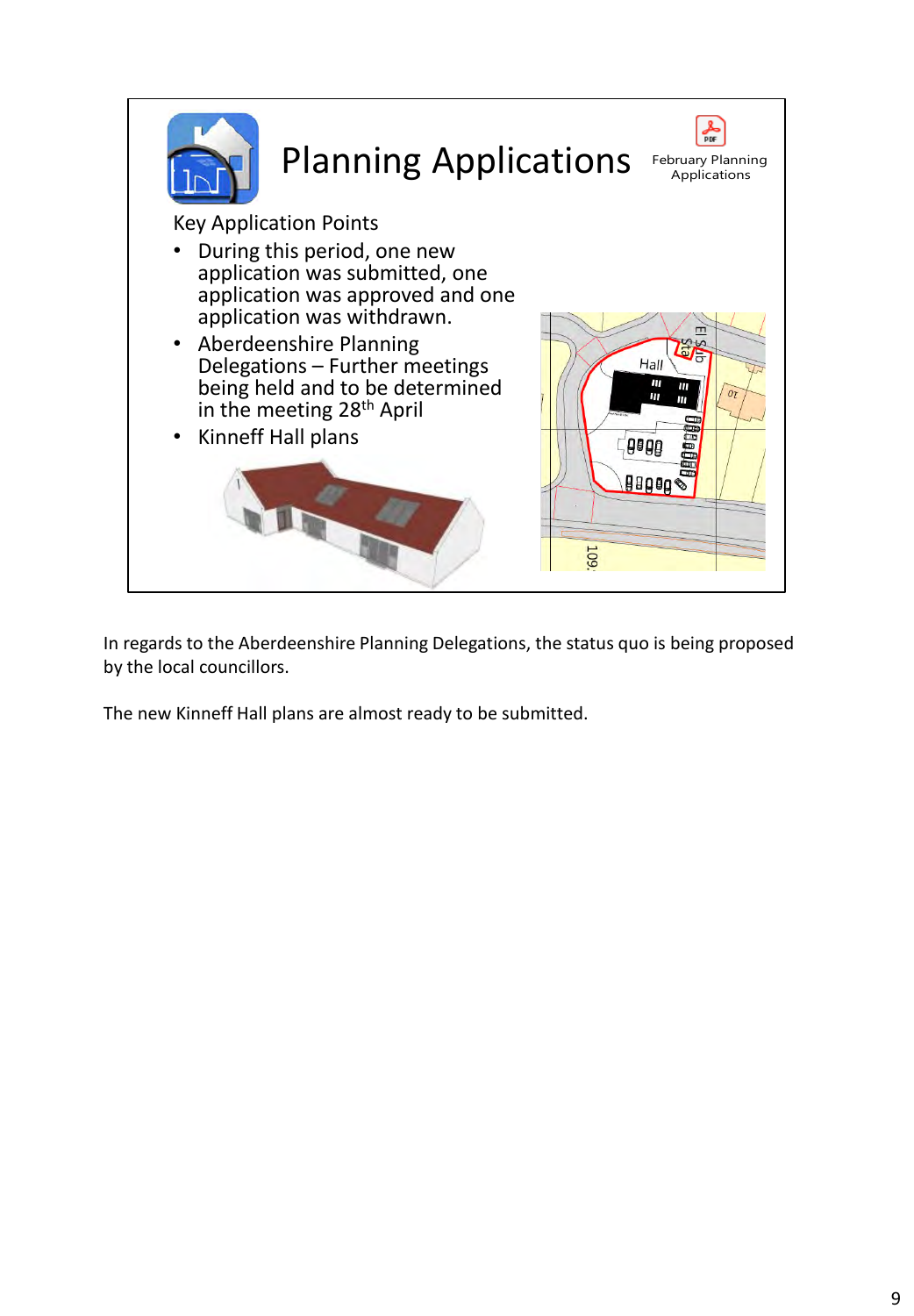# Planning Applications

February Planning Applications

Key Application Points

- During this period, one new application was submitted, one application was approved and one application was withdrawn.
- Aberdeenshire Planning Delegations – Further meetings being held and to be determined in the meeting 28th April
- Kinneff Hall plans

In regards to the Aberdeenshire Planning Delegations, the status quo is being proposed by the local councillors.

The new Kinneff Hall plans are almost ready to be submitted.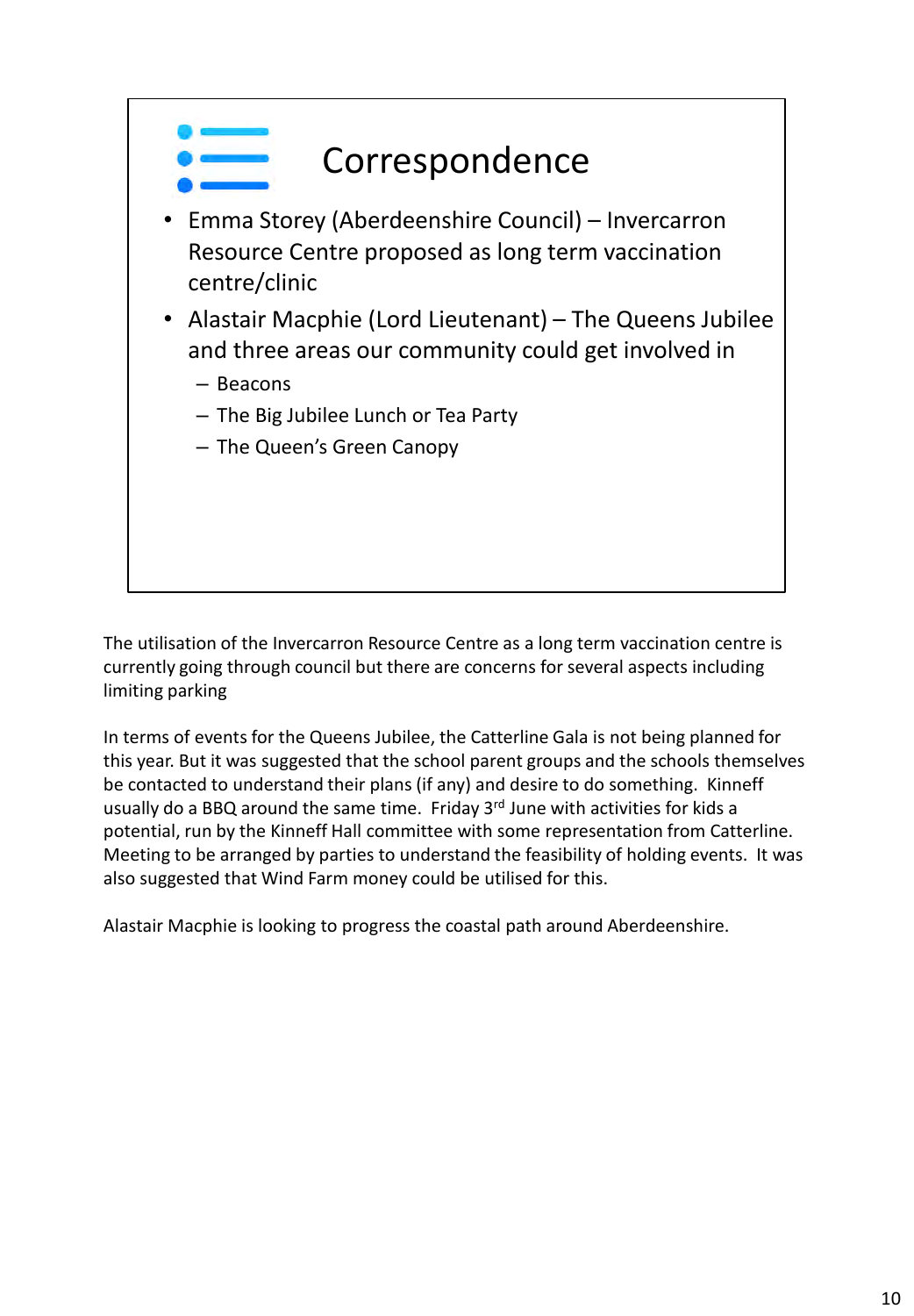# Correspondence

- Emma Storey (Aberdeenshire Council) – Invercarron Resource Centre proposed as long term vaccination centre/clinic
- Alastair Macphie (Lord Lieutenant) – The Queens Jubilee and three areas our community could get involved in
  - Beacons
  - The Big Jubilee Lunch or Tea Party
  - The Queen's Green Canopy

The utilisation of the Invercarron Resource Centre as a long term vaccination centre is currently going through council but there are concerns for several aspects including limiting parking

In terms of events for the Queens Jubilee, the Catterline Gala is not being planned for this year. But it was suggested that the school parent groups and the schools themselves be contacted to understand their plans (if any) and desire to do something. Kinneff usually do a BBQ around the same time. Friday 3rd June with activities for kids a potential, run by the Kinneff Hall committee with some representation from Catterline. Meeting to be arranged by parties to understand the feasibility of holding events. It was also suggested that Wind Farm money could be utilised for this.

Alastair Macphie is looking to progress the coastal path around Aberdeenshire.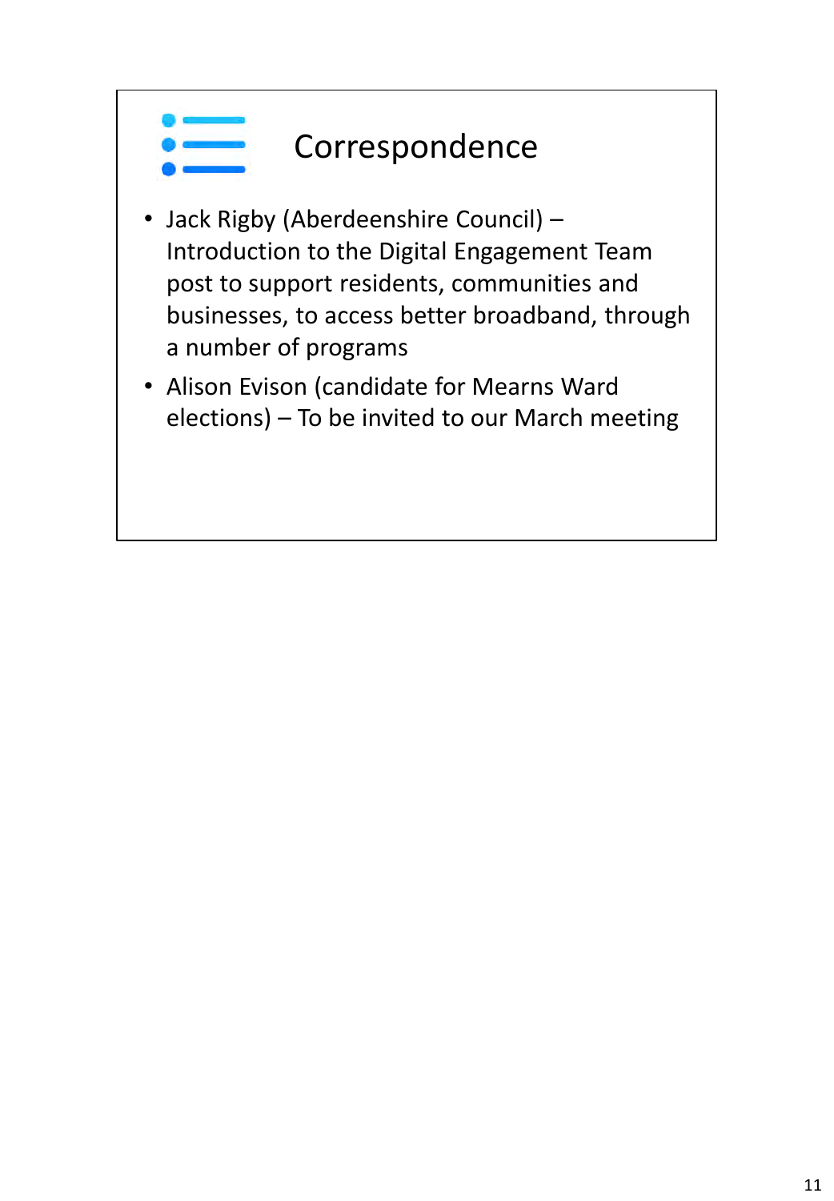# Correspondence

- Jack Rigby (Aberdeenshire Council) – Introduction to the Digital Engagement Team post to support residents, communities and businesses, to access better broadband, through a number of programs
- Alison Evison (candidate for Mearns Ward elections) – To be invited to our March meeting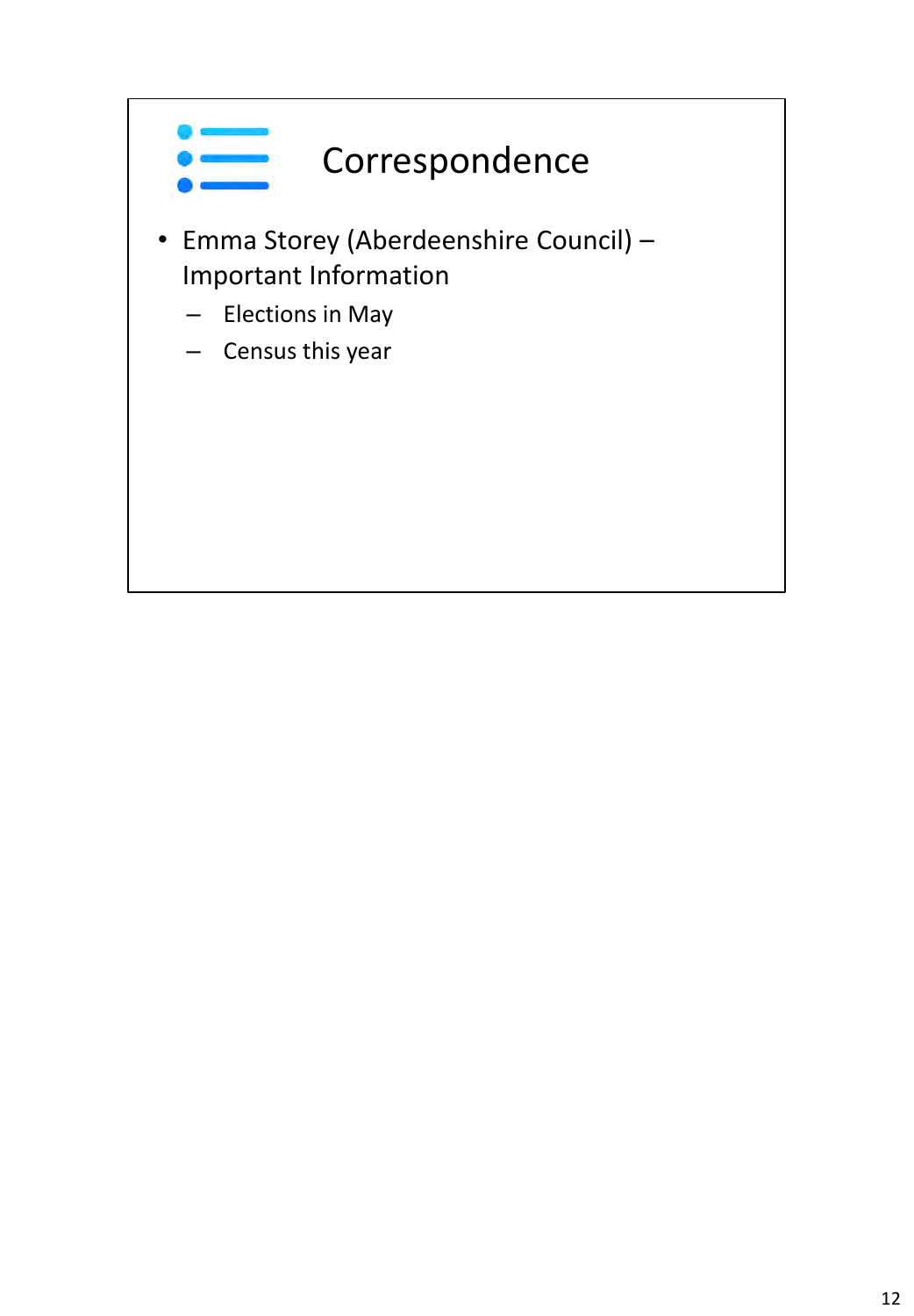# Correspondence

- Emma Storey (Aberdeenshire Council) – Important Information
  - Elections in May
  - Census this year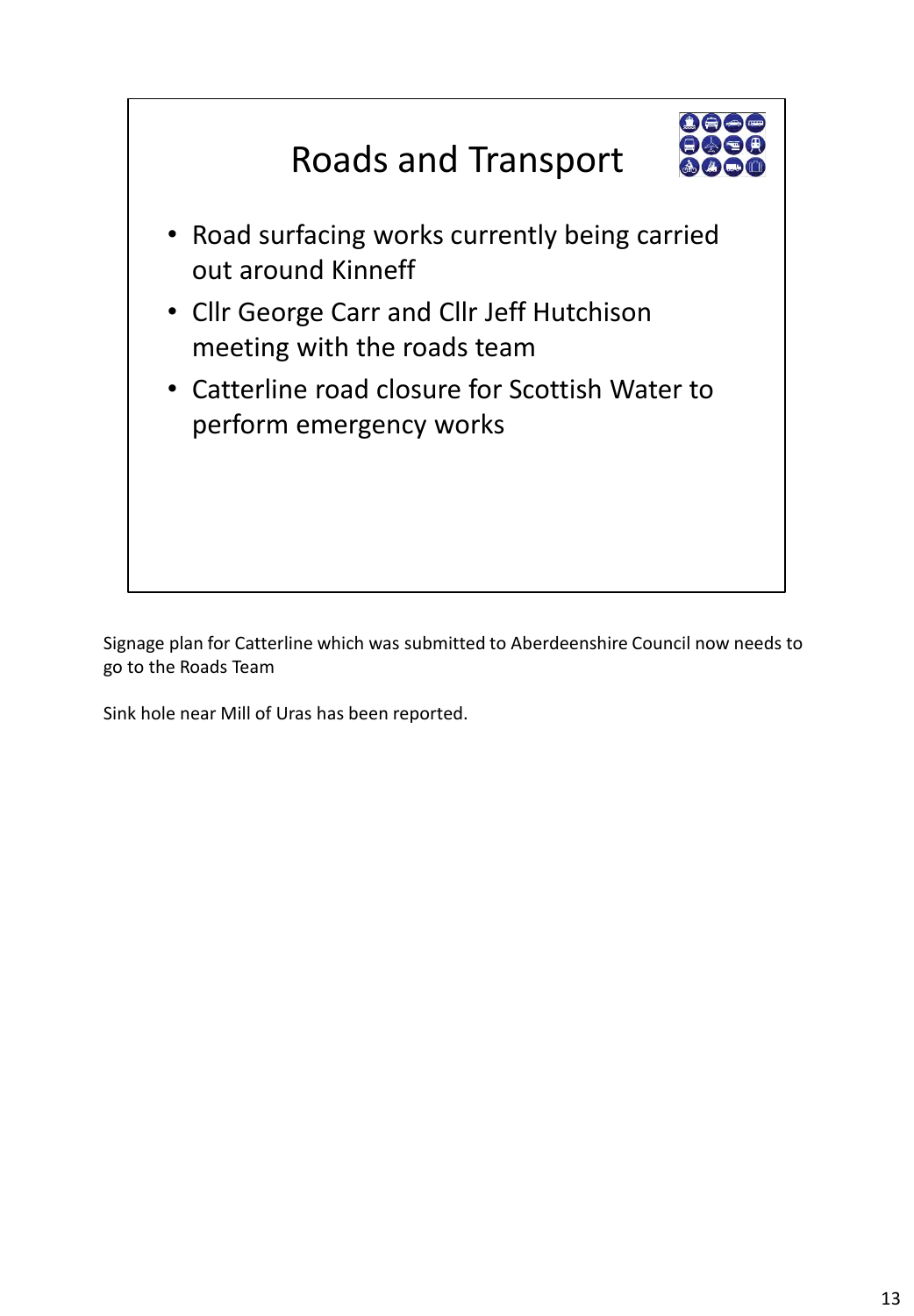# Roads and Transport

- Road surfacing works currently being carried out around Kinneff
- Cllr George Carr and Cllr Jeff Hutchison meeting with the roads team
- Catterline road closure for Scottish Water to perform emergency works

Signage plan for Catterline which was submitted to Aberdeenshire Council now needs to go to the Roads Team

Sink hole near Mill of Uras has been reported.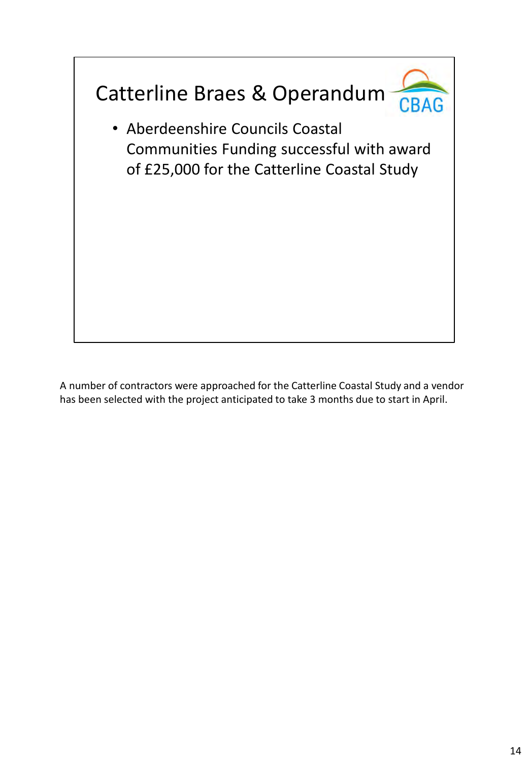## Catterline Braes & Operandum

CBAG

- Aberdeenshire Councils Coastal Communities Funding successful with award of £25,000 for the Catterline Coastal Study

A number of contractors were approached for the Catterline Coastal Study and a vendor has been selected with the project anticipated to take 3 months due to start in April.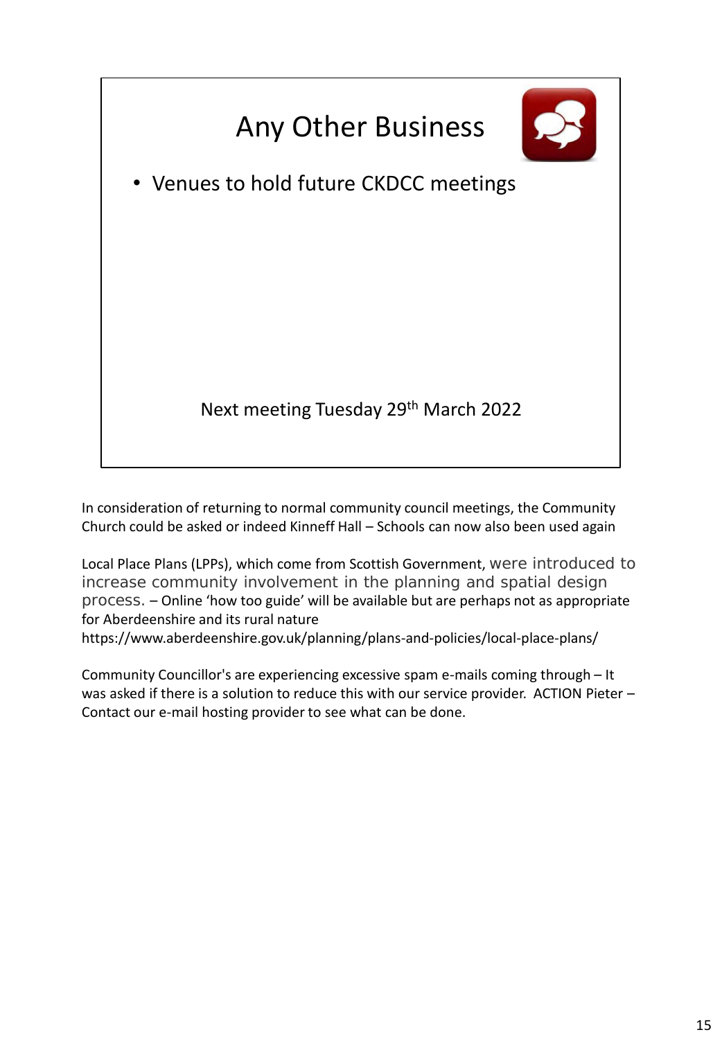# Any Other Business

- Venues to hold future CKDCC meetings

Next meeting Tuesday 29th March 2022

In consideration of returning to normal community council meetings, the Community Church could be asked or indeed Kinneff Hall – Schools can now also been used again

Local Place Plans (LPPs), which come from Scottish Government, were introduced to increase community involvement in the planning and spatial design process. – Online 'how too guide' will be available but are perhaps not as appropriate for Aberdeenshire and its rural nature
https://www.aberdeenshire.gov.uk/planning/plans-and-policies/local-place-plans/

Community Councillor's are experiencing excessive spam e-mails coming through – It was asked if there is a solution to reduce this with our service provider. ACTION Pieter – Contact our e-mail hosting provider to see what can be done.